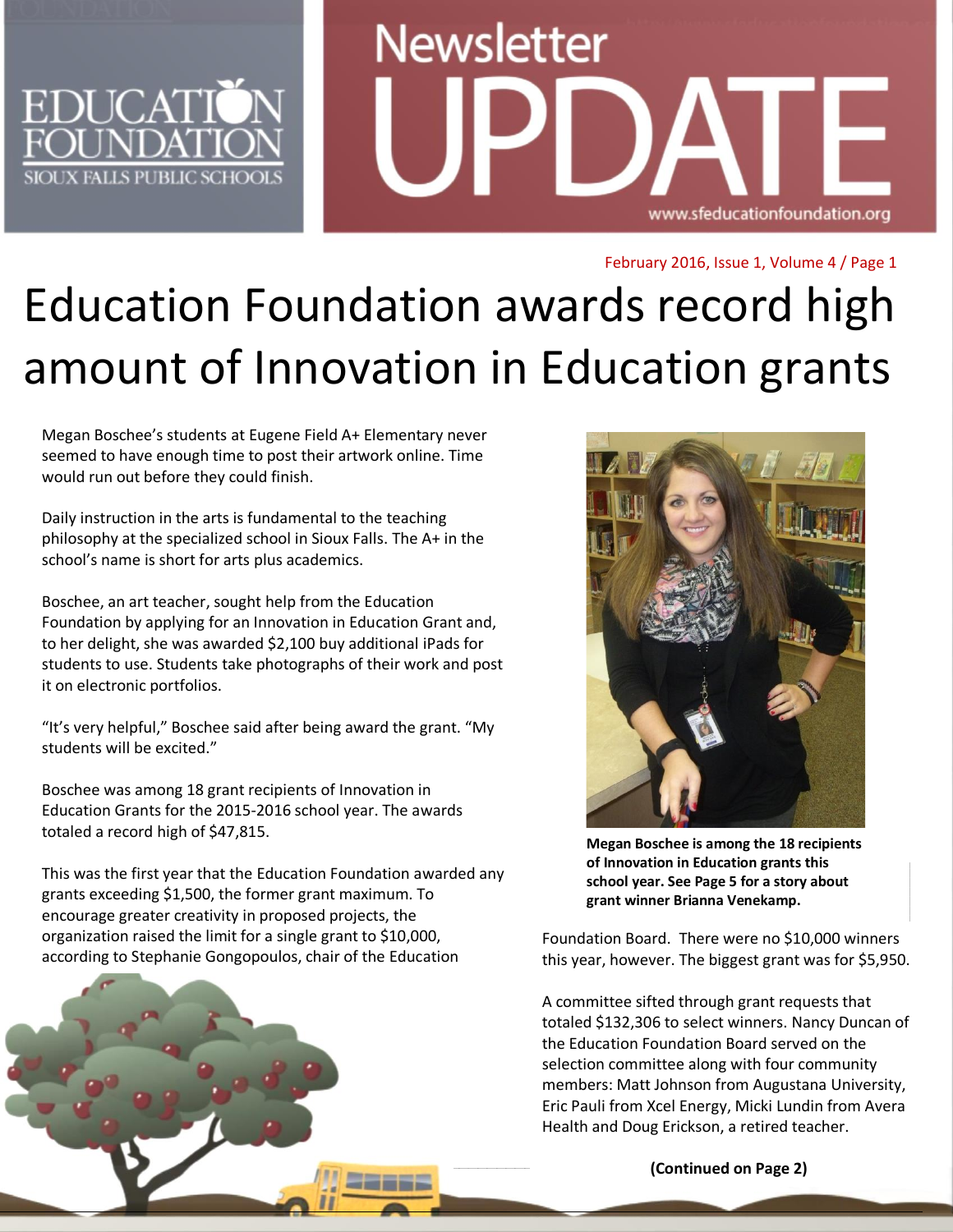# Newsletter UPDATE

EDUCATION FOUNDATION
SIOUX FALLS PUBLIC SCHOOLS

www.sfeducationfoundation.org

February 2016, Issue 1, Volume 4

# Education Foundation awards record high amount of Innovation in Education grants

Megan Boschee's students at Eugene Field A+ Elementary never seemed to have enough time to post their artwork online. Time would run out before they could finish.

Daily instruction in the arts is fundamental to the teaching philosophy at the specialized school in Sioux Falls. The A+ in the school's name is short for arts plus academics.

Boschee, an art teacher, sought help from the Education Foundation by applying for an Innovation in Education Grant and, to her delight, she was awarded $2,100 buy additional iPads for students to use. Students take photographs of their work and post it on electronic portfolios.

"It's very helpful," Boschee said after being award the grant. "My students will be excited."

Boschee was among 18 grant recipients of Innovation in Education Grants for the 2015-2016 school year. The awards totaled a record high of $47,815.

This was the first year that the Education Foundation awarded any grants exceeding $1,500, the former grant maximum. To encourage greater creativity in proposed projects, the organization raised the limit for a single grant to $10,000, according to Stephanie Gongopoulos, chair of the Education Foundation Board. There were no $10,000 winners this year, however. The biggest grant was for $5,950.

**Megan Boschee is among the 18 recipients of Innovation in Education grants this school year. See Page 5 for a story about grant winner Brianna Venekamp.**

A committee sifted through grant requests that totaled $132,306 to select winners. Nancy Duncan of the Education Foundation Board served on the selection committee along with four community members: Matt Johnson from Augustana University, Eric Pauli from Xcel Energy, Micki Lundin from Avera Health and Doug Erickson, a retired teacher.

**(Continued on Page 2)**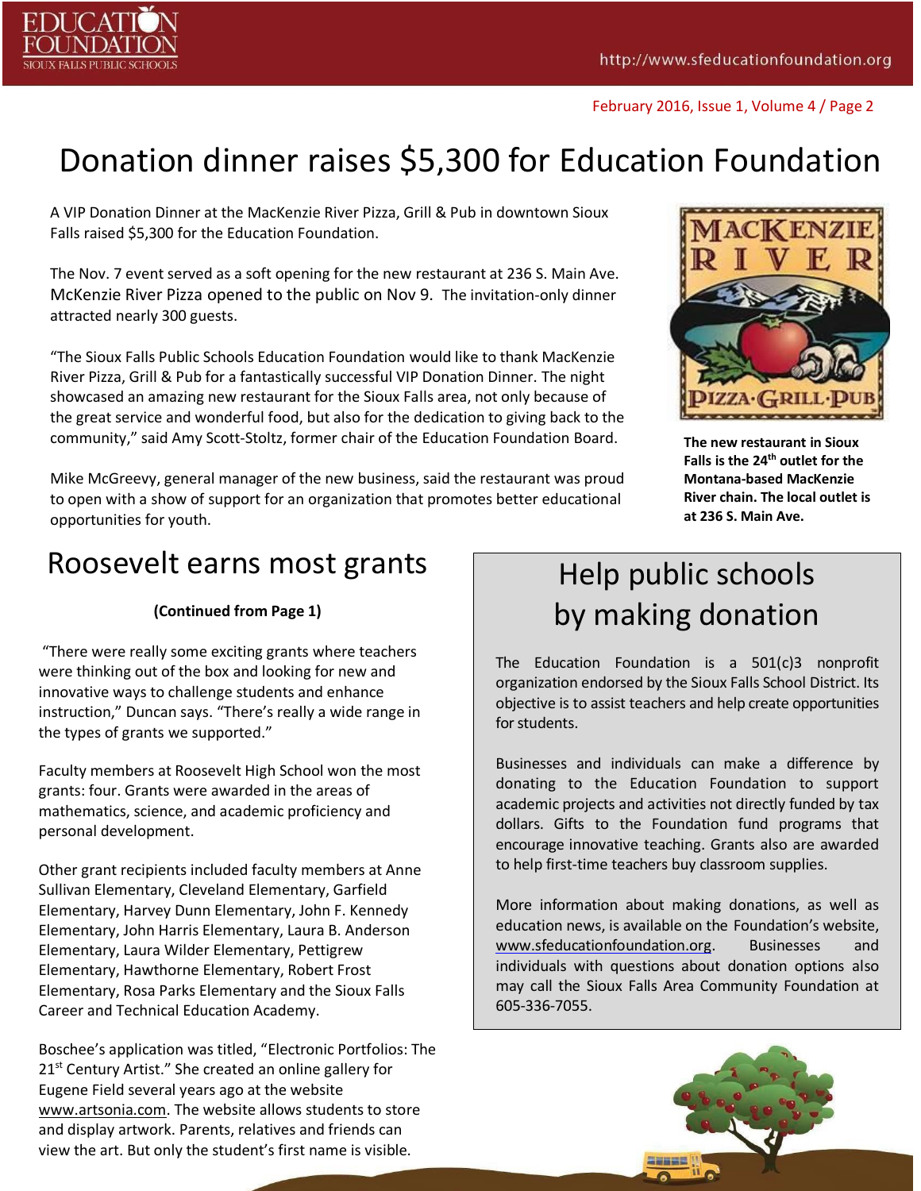# Donation dinner raises $5,300 for Education Foundation

A VIP Donation Dinner at the MacKenzie River Pizza, Grill & Pub in downtown Sioux Falls raised $5,300 for the Education Foundation.

The Nov. 7 event served as a soft opening for the new restaurant at 236 S. Main Ave. McKenzie River Pizza opened to the public on Nov 9. The invitation-only dinner attracted nearly 300 guests.

"The Sioux Falls Public Schools Education Foundation would like to thank MacKenzie River Pizza, Grill & Pub for a fantastically successful VIP Donation Dinner. The night showcased an amazing new restaurant for the Sioux Falls area, not only because of the great service and wonderful food, but also for the dedication to giving back to the community," said Amy Scott-Stoltz, former chair of the Education Foundation Board.

Mike McGreevy, general manager of the new business, said the restaurant was proud to open with a show of support for an organization that promotes better educational opportunities for youth.

**The new restaurant in Sioux Falls is the 24th outlet for the Montana-based MacKenzie River chain. The local outlet is at 236 S. Main Ave.**

## Roosevelt earns most grants

**(Continued from Page 1)**

"There were really some exciting grants where teachers were thinking out of the box and looking for new and innovative ways to challenge students and enhance instruction," Duncan says. "There's really a wide range in the types of grants we supported."

Faculty members at Roosevelt High School won the most grants: four. Grants were awarded in the areas of mathematics, science, and academic proficiency and personal development.

Other grant recipients included faculty members at Anne Sullivan Elementary, Cleveland Elementary, Garfield Elementary, Harvey Dunn Elementary, John F. Kennedy Elementary, John Harris Elementary, Laura B. Anderson Elementary, Laura Wilder Elementary, Pettigrew Elementary, Hawthorne Elementary, Robert Frost Elementary, Rosa Parks Elementary and the Sioux Falls Career and Technical Education Academy.

Boschee's application was titled, "Electronic Portfolios: The 21st Century Artist." She created an online gallery for Eugene Field several years ago at the website www.artsonia.com. The website allows students to store and display artwork. Parents, relatives and friends can view the art. But only the student's first name is visible.

## Help public schools by making donation

The Education Foundation is a 501(c)3 nonprofit organization endorsed by the Sioux Falls School District. Its objective is to assist teachers and help create opportunities for students.

Businesses and individuals can make a difference by donating to the Education Foundation to support academic projects and activities not directly funded by tax dollars. Gifts to the Foundation fund programs that encourage innovative teaching. Grants also are awarded to help first-time teachers buy classroom supplies.

More information about making donations, as well as education news, is available on the Foundation's website, www.sfeducationfoundation.org. Businesses and individuals with questions about donation options also may call the Sioux Falls Area Community Foundation at 605-336-7055.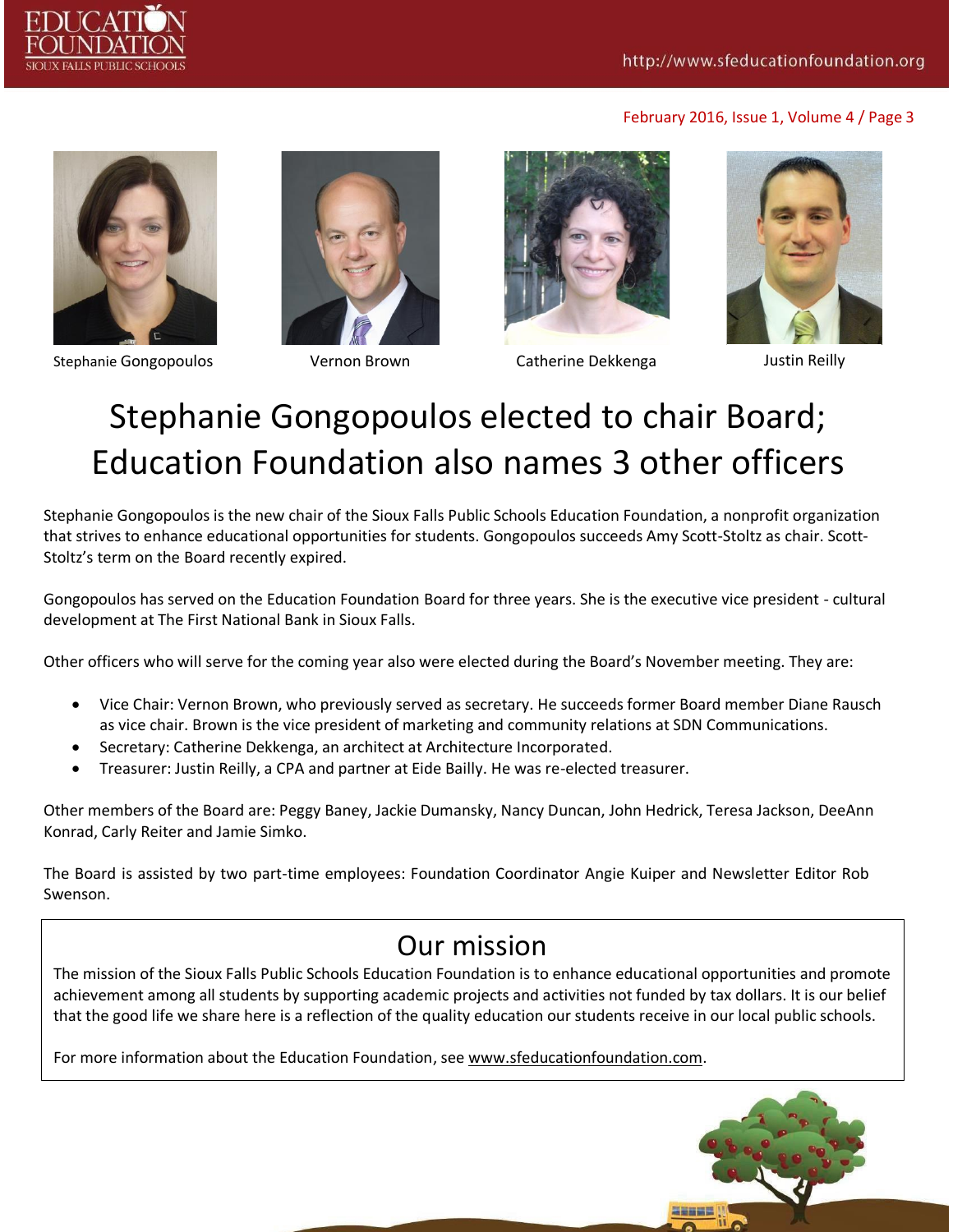Stephanie Gongopoulos | Vernon Brown | Catherine Dekkenga | Justin Reilly

# Stephanie Gongopoulos elected to chair Board; Education Foundation also names 3 other officers

Stephanie Gongopoulos is the new chair of the Sioux Falls Public Schools Education Foundation, a nonprofit organization that strives to enhance educational opportunities for students. Gongopoulos succeeds Amy Scott-Stoltz as chair. Scott-Stoltz's term on the Board recently expired.

Gongopoulos has served on the Education Foundation Board for three years. She is the executive vice president - cultural development at The First National Bank in Sioux Falls.

Other officers who will serve for the coming year also were elected during the Board's November meeting. They are:

- Vice Chair: Vernon Brown, who previously served as secretary. He succeeds former Board member Diane Rausch as vice chair. Brown is the vice president of marketing and community relations at SDN Communications.
- Secretary: Catherine Dekkenga, an architect at Architecture Incorporated.
- Treasurer: Justin Reilly, a CPA and partner at Eide Bailly. He was re-elected treasurer.

Other members of the Board are: Peggy Baney, Jackie Dumansky, Nancy Duncan, John Hedrick, Teresa Jackson, DeeAnn Konrad, Carly Reiter and Jamie Simko.

The Board is assisted by two part-time employees: Foundation Coordinator Angie Kuiper and Newsletter Editor Rob Swenson.

## Our mission

The mission of the Sioux Falls Public Schools Education Foundation is to enhance educational opportunities and promote achievement among all students by supporting academic projects and activities not funded by tax dollars. It is our belief that the good life we share here is a reflection of the quality education our students receive in our local public schools.

For more information about the Education Foundation, see www.sfeducationfoundation.com.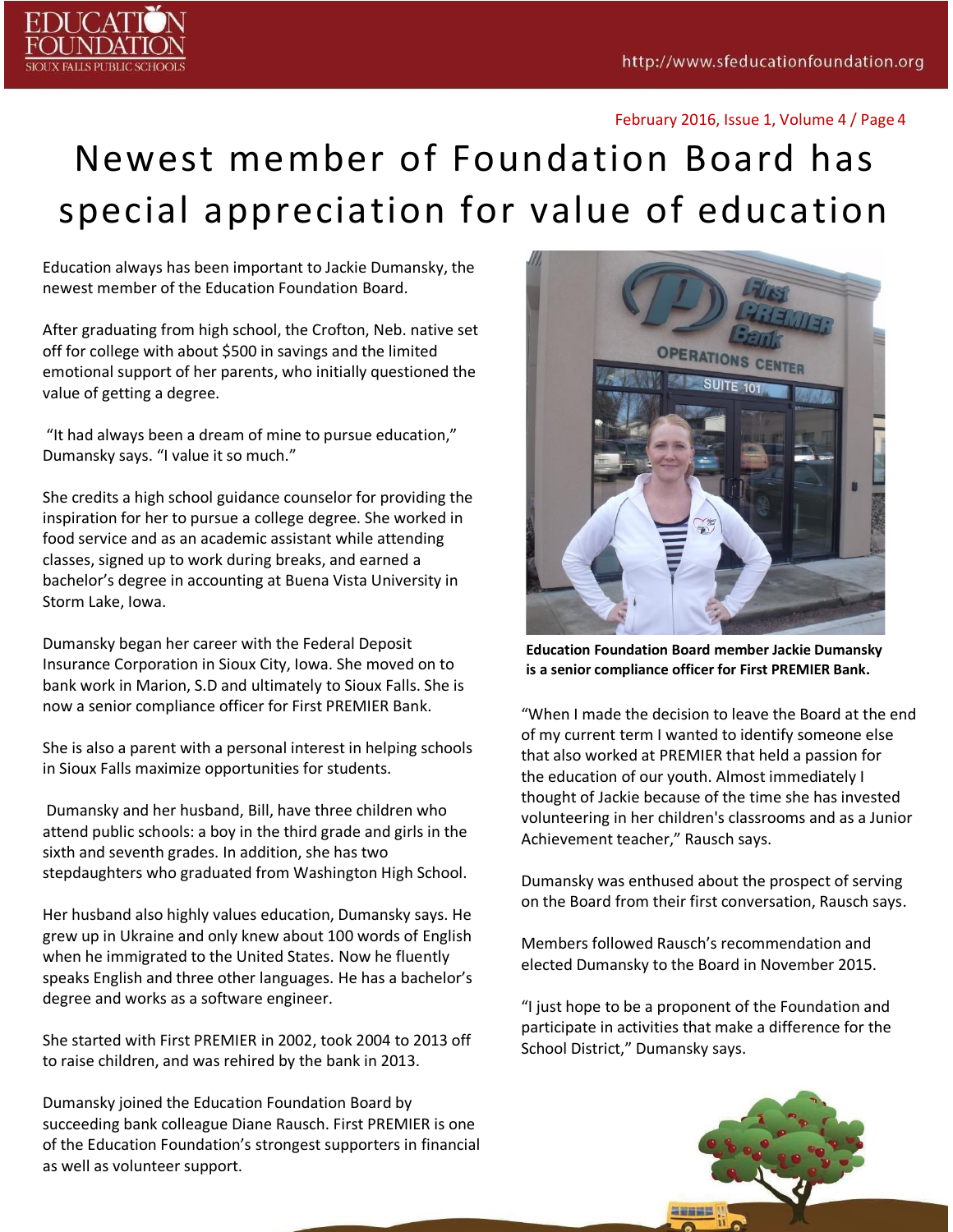# Newest member of Foundation Board has special appreciation for value of education

Education always has been important to Jackie Dumansky, the newest member of the Education Foundation Board.

After graduating from high school, the Crofton, Neb. native set off for college with about $500 in savings and the limited emotional support of her parents, who initially questioned the value of getting a degree.

"It had always been a dream of mine to pursue education," Dumansky says. "I value it so much."

She credits a high school guidance counselor for providing the inspiration for her to pursue a college degree. She worked in food service and as an academic assistant while attending classes, signed up to work during breaks, and earned a bachelor's degree in accounting at Buena Vista University in Storm Lake, Iowa.

Dumansky began her career with the Federal Deposit Insurance Corporation in Sioux City, Iowa. She moved on to bank work in Marion, S.D and ultimately to Sioux Falls. She is now a senior compliance officer for First PREMIER Bank.

She is also a parent with a personal interest in helping schools in Sioux Falls maximize opportunities for students.

Dumansky and her husband, Bill, have three children who attend public schools: a boy in the third grade and girls in the sixth and seventh grades. In addition, she has two stepdaughters who graduated from Washington High School.

Her husband also highly values education, Dumansky says. He grew up in Ukraine and only knew about 100 words of English when he immigrated to the United States. Now he fluently speaks English and three other languages. He has a bachelor's degree and works as a software engineer.

She started with First PREMIER in 2002, took 2004 to 2013 off to raise children, and was rehired by the bank in 2013.

Dumansky joined the Education Foundation Board by succeeding bank colleague Diane Rausch. First PREMIER is one of the Education Foundation's strongest supporters in financial as well as volunteer support.

**Education Foundation Board member Jackie Dumansky is a senior compliance officer for First PREMIER Bank.**

"When I made the decision to leave the Board at the end of my current term I wanted to identify someone else that also worked at PREMIER that held a passion for the education of our youth. Almost immediately I thought of Jackie because of the time she has invested volunteering in her children's classrooms and as a Junior Achievement teacher," Rausch says.

Dumansky was enthused about the prospect of serving on the Board from their first conversation, Rausch says.

Members followed Rausch's recommendation and elected Dumansky to the Board in November 2015.

"I just hope to be a proponent of the Foundation and participate in activities that make a difference for the School District," Dumansky says.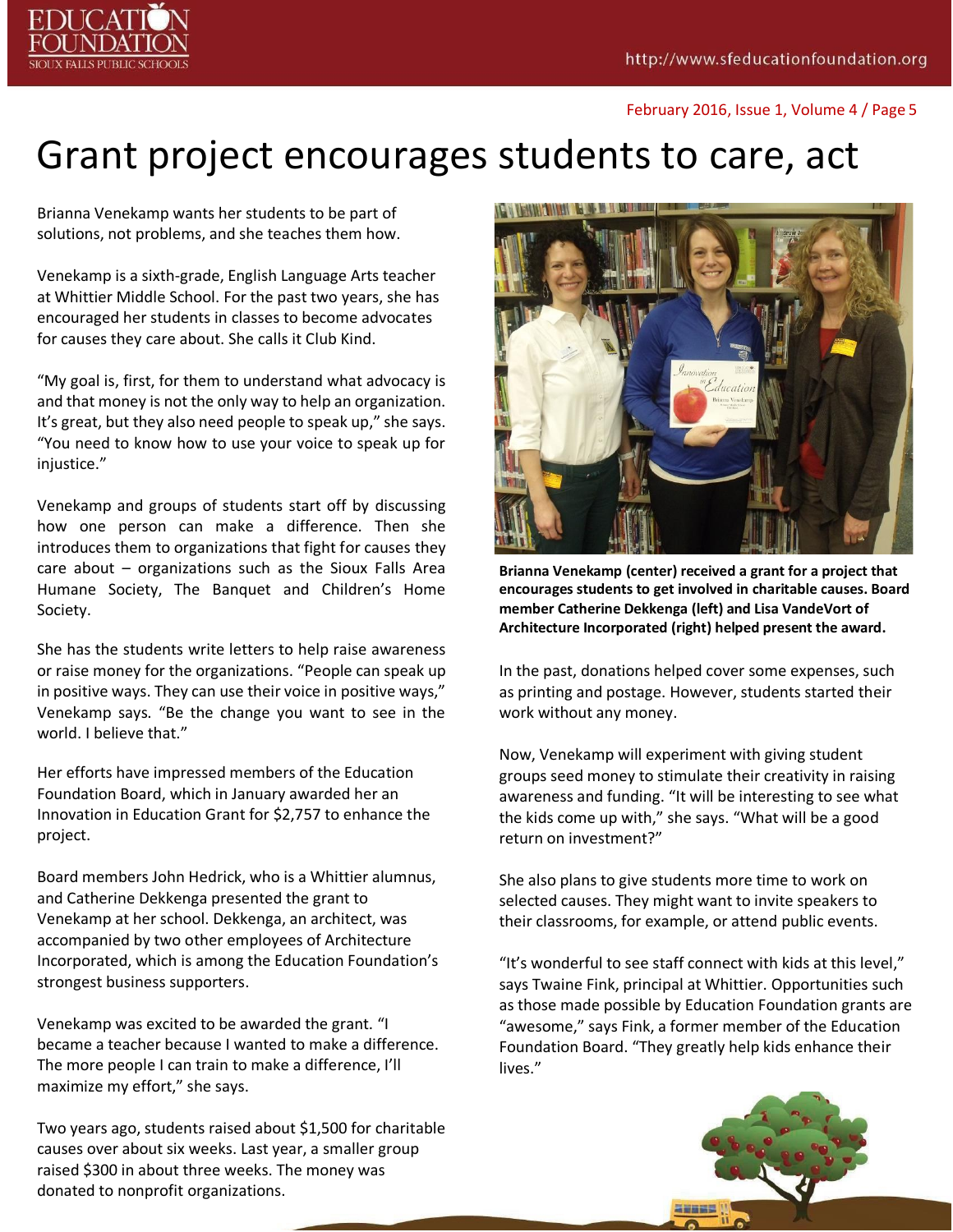# Grant project encourages students to care, act

Brianna Venekamp wants her students to be part of solutions, not problems, and she teaches them how.

Venekamp is a sixth-grade, English Language Arts teacher at Whittier Middle School. For the past two years, she has encouraged her students in classes to become advocates for causes they care about. She calls it Club Kind.

“My goal is, first, for them to understand what advocacy is and that money is not the only way to help an organization. It’s great, but they also need people to speak up,” she says. “You need to know how to use your voice to speak up for injustice.”

Venekamp and groups of students start off by discussing how one person can make a difference. Then she introduces them to organizations that fight for causes they care about – organizations such as the Sioux Falls Area Humane Society, The Banquet and Children’s Home Society.

She has the students write letters to help raise awareness or raise money for the organizations. “People can speak up in positive ways. They can use their voice in positive ways,” Venekamp says. “Be the change you want to see in the world. I believe that.”

Her efforts have impressed members of the Education Foundation Board, which in January awarded her an Innovation in Education Grant for $2,757 to enhance the project.

Board members John Hedrick, who is a Whittier alumnus, and Catherine Dekkenga presented the grant to Venekamp at her school. Dekkenga, an architect, was accompanied by two other employees of Architecture Incorporated, which is among the Education Foundation’s strongest business supporters.

Venekamp was excited to be awarded the grant. “I became a teacher because I wanted to make a difference. The more people I can train to make a difference, I’ll maximize my effort,” she says.

Two years ago, students raised about $1,500 for charitable causes over about six weeks. Last year, a smaller group raised $300 in about three weeks. The money was donated to nonprofit organizations.

**Brianna Venekamp (center) received a grant for a project that encourages students to get involved in charitable causes. Board member Catherine Dekkenga (left) and Lisa VandeVort of Architecture Incorporated (right) helped present the award.**

In the past, donations helped cover some expenses, such as printing and postage. However, students started their work without any money.

Now, Venekamp will experiment with giving student groups seed money to stimulate their creativity in raising awareness and funding. “It will be interesting to see what the kids come up with,” she says. “What will be a good return on investment?”

She also plans to give students more time to work on selected causes. They might want to invite speakers to their classrooms, for example, or attend public events.

“It’s wonderful to see staff connect with kids at this level,” says Twaine Fink, principal at Whittier. Opportunities such as those made possible by Education Foundation grants are “awesome,” says Fink, a former member of the Education Foundation Board. “They greatly help kids enhance their lives.”